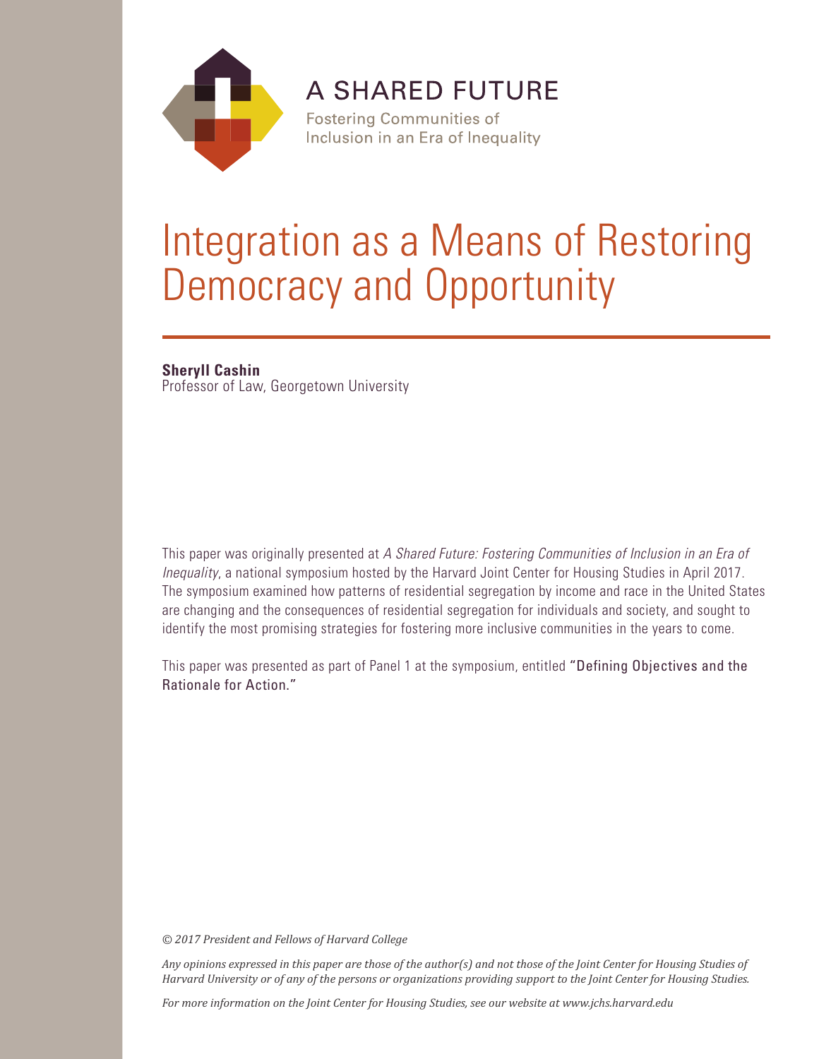A SHARED FUTURE

Fostering Communities of Inclusion in an Era of Inequality

# Integration as a Means of Restoring Democracy and Opportunity

**Sheryll Cashin**
Professor of Law, Georgetown University

This paper was originally presented at *A Shared Future: Fostering Communities of Inclusion in an Era of Inequality*, a national symposium hosted by the Harvard Joint Center for Housing Studies in April 2017. The symposium examined how patterns of residential segregation by income and race in the United States are changing and the consequences of residential segregation for individuals and society, and sought to identify the most promising strategies for fostering more inclusive communities in the years to come.

This paper was presented as part of Panel 1 at the symposium, entitled "Defining Objectives and the Rationale for Action."

*© 2017 President and Fellows of Harvard College*

*Any opinions expressed in this paper are those of the author(s) and not those of the Joint Center for Housing Studies of Harvard University or of any of the persons or organizations providing support to the Joint Center for Housing Studies.*

*For more information on the Joint Center for Housing Studies, see our website at www.jchs.harvard.edu*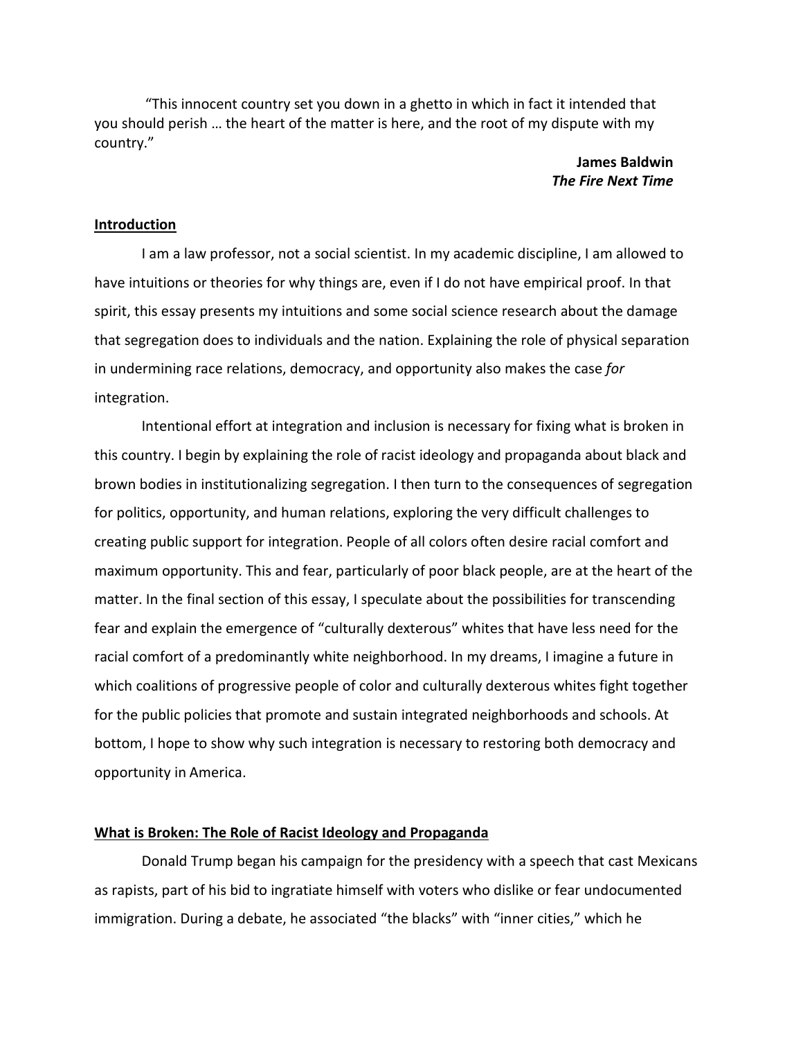"This innocent country set you down in a ghetto in which in fact it intended that you should perish … the heart of the matter is here, and the root of my dispute with my country."

**James Baldwin**
***The Fire Next Time***

## Introduction

I am a law professor, not a social scientist. In my academic discipline, I am allowed to have intuitions or theories for why things are, even if I do not have empirical proof. In that spirit, this essay presents my intuitions and some social science research about the damage that segregation does to individuals and the nation. Explaining the role of physical separation in undermining race relations, democracy, and opportunity also makes the case *for* integration.

Intentional effort at integration and inclusion is necessary for fixing what is broken in this country. I begin by explaining the role of racist ideology and propaganda about black and brown bodies in institutionalizing segregation. I then turn to the consequences of segregation for politics, opportunity, and human relations, exploring the very difficult challenges to creating public support for integration. People of all colors often desire racial comfort and maximum opportunity. This and fear, particularly of poor black people, are at the heart of the matter. In the final section of this essay, I speculate about the possibilities for transcending fear and explain the emergence of "culturally dexterous" whites that have less need for the racial comfort of a predominantly white neighborhood. In my dreams, I imagine a future in which coalitions of progressive people of color and culturally dexterous whites fight together for the public policies that promote and sustain integrated neighborhoods and schools. At bottom, I hope to show why such integration is necessary to restoring both democracy and opportunity in America.

## What is Broken: The Role of Racist Ideology and Propaganda

Donald Trump began his campaign for the presidency with a speech that cast Mexicans as rapists, part of his bid to ingratiate himself with voters who dislike or fear undocumented immigration. During a debate, he associated "the blacks" with "inner cities," which he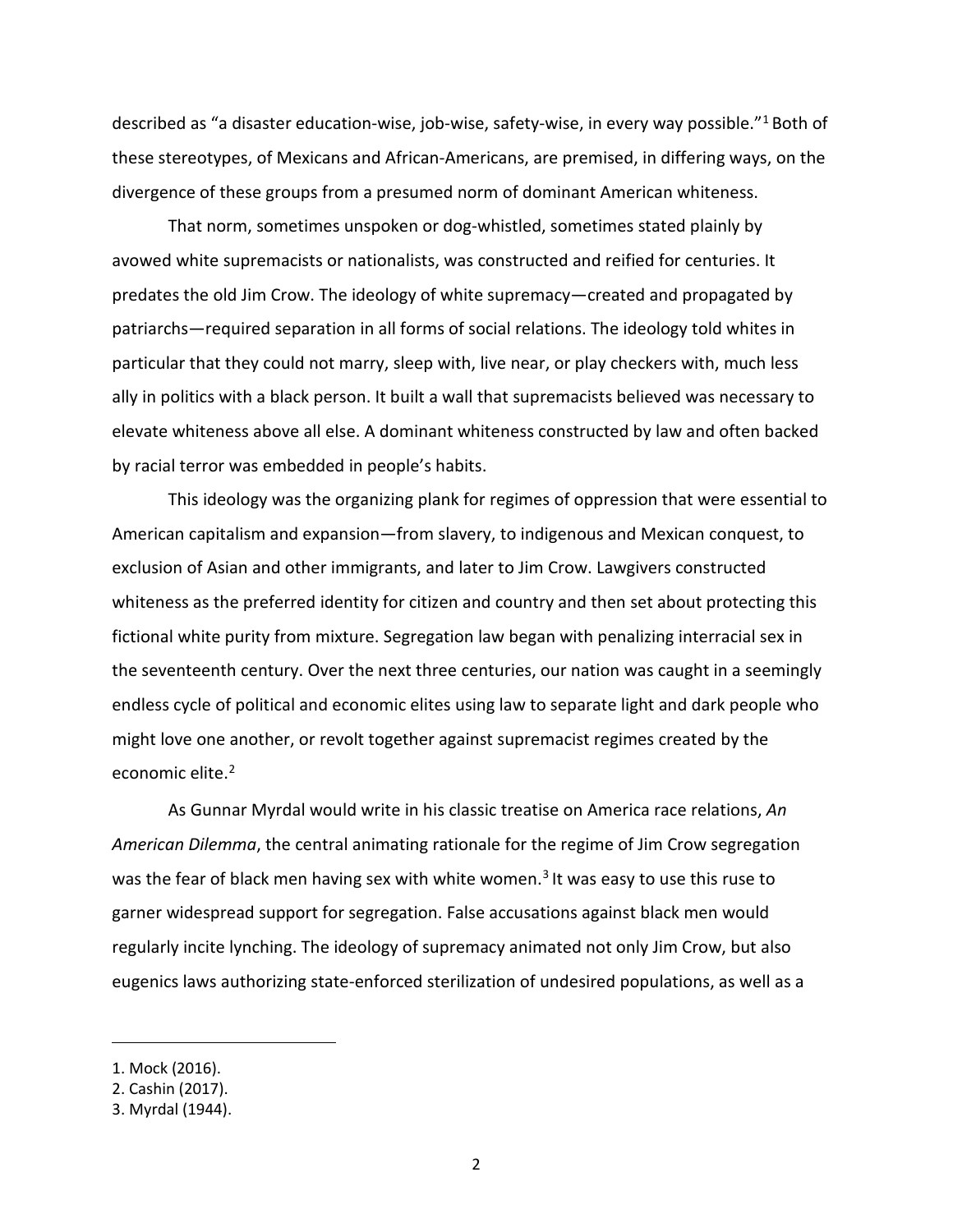described as "a disaster education-wise, job-wise, safety-wise, in every way possible."[1] Both of these stereotypes, of Mexicans and African-Americans, are premised, in differing ways, on the divergence of these groups from a presumed norm of dominant American whiteness.

That norm, sometimes unspoken or dog-whistled, sometimes stated plainly by avowed white supremacists or nationalists, was constructed and reified for centuries. It predates the old Jim Crow. The ideology of white supremacy—created and propagated by patriarchs—required separation in all forms of social relations. The ideology told whites in particular that they could not marry, sleep with, live near, or play checkers with, much less ally in politics with a black person. It built a wall that supremacists believed was necessary to elevate whiteness above all else. A dominant whiteness constructed by law and often backed by racial terror was embedded in people's habits.

This ideology was the organizing plank for regimes of oppression that were essential to American capitalism and expansion—from slavery, to indigenous and Mexican conquest, to exclusion of Asian and other immigrants, and later to Jim Crow. Lawgivers constructed whiteness as the preferred identity for citizen and country and then set about protecting this fictional white purity from mixture. Segregation law began with penalizing interracial sex in the seventeenth century. Over the next three centuries, our nation was caught in a seemingly endless cycle of political and economic elites using law to separate light and dark people who might love one another, or revolt together against supremacist regimes created by the economic elite.[2]

As Gunnar Myrdal would write in his classic treatise on America race relations, *An American Dilemma*, the central animating rationale for the regime of Jim Crow segregation was the fear of black men having sex with white women.[3] It was easy to use this ruse to garner widespread support for segregation. False accusations against black men would regularly incite lynching. The ideology of supremacy animated not only Jim Crow, but also eugenics laws authorizing state-enforced sterilization of undesired populations, as well as a

1. Mock (2016).
2. Cashin (2017).
3. Myrdal (1944).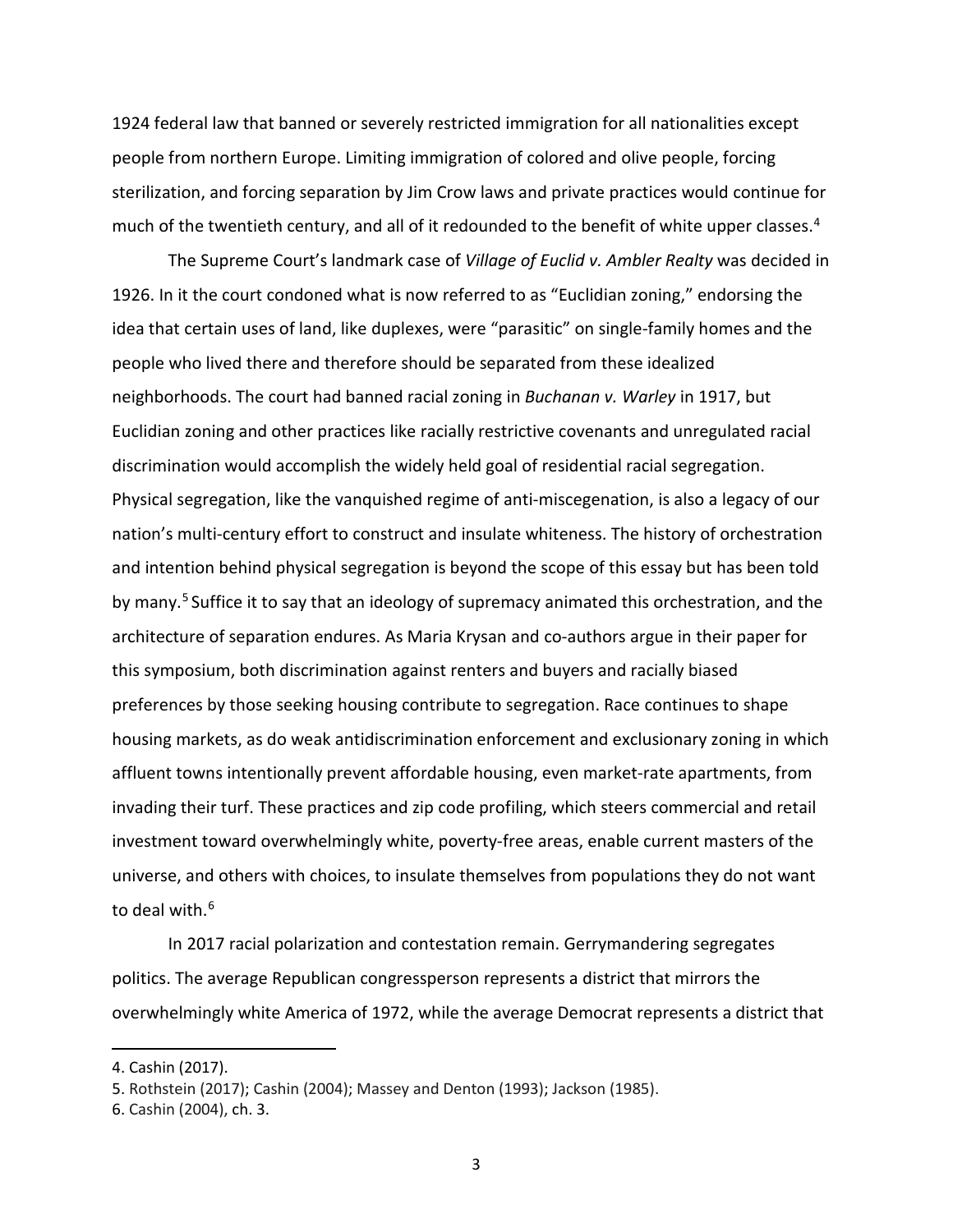1924 federal law that banned or severely restricted immigration for all nationalities except people from northern Europe. Limiting immigration of colored and olive people, forcing sterilization, and forcing separation by Jim Crow laws and private practices would continue for much of the twentieth century, and all of it redounded to the benefit of white upper classes.[4]

The Supreme Court's landmark case of *Village of Euclid v. Ambler Realty* was decided in 1926. In it the court condoned what is now referred to as "Euclidian zoning," endorsing the idea that certain uses of land, like duplexes, were "parasitic" on single-family homes and the people who lived there and therefore should be separated from these idealized neighborhoods. The court had banned racial zoning in *Buchanan v. Warley* in 1917, but Euclidian zoning and other practices like racially restrictive covenants and unregulated racial discrimination would accomplish the widely held goal of residential racial segregation. Physical segregation, like the vanquished regime of anti-miscegenation, is also a legacy of our nation's multi-century effort to construct and insulate whiteness. The history of orchestration and intention behind physical segregation is beyond the scope of this essay but has been told by many.[5] Suffice it to say that an ideology of supremacy animated this orchestration, and the architecture of separation endures. As Maria Krysan and co-authors argue in their paper for this symposium, both discrimination against renters and buyers and racially biased preferences by those seeking housing contribute to segregation. Race continues to shape housing markets, as do weak antidiscrimination enforcement and exclusionary zoning in which affluent towns intentionally prevent affordable housing, even market-rate apartments, from invading their turf. These practices and zip code profiling, which steers commercial and retail investment toward overwhelmingly white, poverty-free areas, enable current masters of the universe, and others with choices, to insulate themselves from populations they do not want to deal with.[6]

In 2017 racial polarization and contestation remain. Gerrymandering segregates politics. The average Republican congressperson represents a district that mirrors the overwhelmingly white America of 1972, while the average Democrat represents a district that

4. Cashin (2017).

5. Rothstein (2017); Cashin (2004); Massey and Denton (1993); Jackson (1985).

6. Cashin (2004), ch. 3.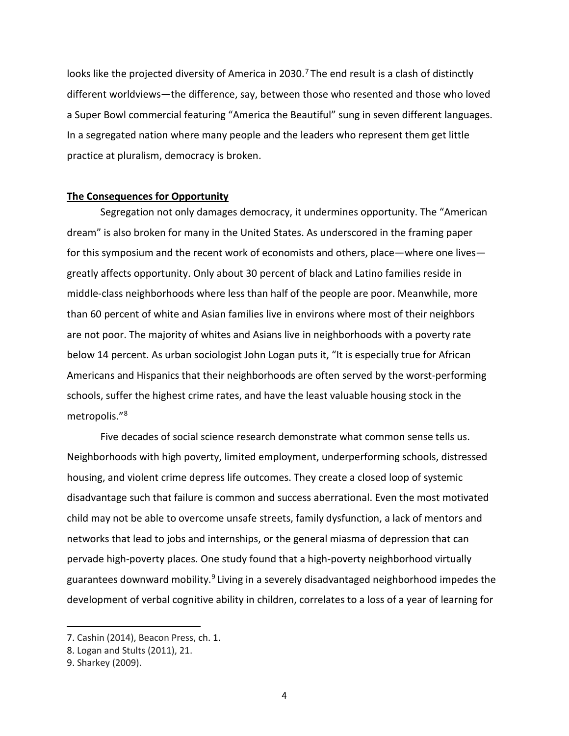looks like the projected diversity of America in 2030.[7] The end result is a clash of distinctly different worldviews—the difference, say, between those who resented and those who loved a Super Bowl commercial featuring "America the Beautiful" sung in seven different languages. In a segregated nation where many people and the leaders who represent them get little practice at pluralism, democracy is broken.

## **The Consequences for Opportunity**

Segregation not only damages democracy, it undermines opportunity. The "American dream" is also broken for many in the United States. As underscored in the framing paper for this symposium and the recent work of economists and others, place—where one lives—greatly affects opportunity. Only about 30 percent of black and Latino families reside in middle-class neighborhoods where less than half of the people are poor. Meanwhile, more than 60 percent of white and Asian families live in environs where most of their neighbors are not poor. The majority of whites and Asians live in neighborhoods with a poverty rate below 14 percent. As urban sociologist John Logan puts it, "It is especially true for African Americans and Hispanics that their neighborhoods are often served by the worst-performing schools, suffer the highest crime rates, and have the least valuable housing stock in the metropolis."[8]

Five decades of social science research demonstrate what common sense tells us. Neighborhoods with high poverty, limited employment, underperforming schools, distressed housing, and violent crime depress life outcomes. They create a closed loop of systemic disadvantage such that failure is common and success aberrational. Even the most motivated child may not be able to overcome unsafe streets, family dysfunction, a lack of mentors and networks that lead to jobs and internships, or the general miasma of depression that can pervade high-poverty places. One study found that a high-poverty neighborhood virtually guarantees downward mobility.[9] Living in a severely disadvantaged neighborhood impedes the development of verbal cognitive ability in children, correlates to a loss of a year of learning for

7. Cashin (2014), Beacon Press, ch. 1.
8. Logan and Stults (2011), 21.
9. Sharkey (2009).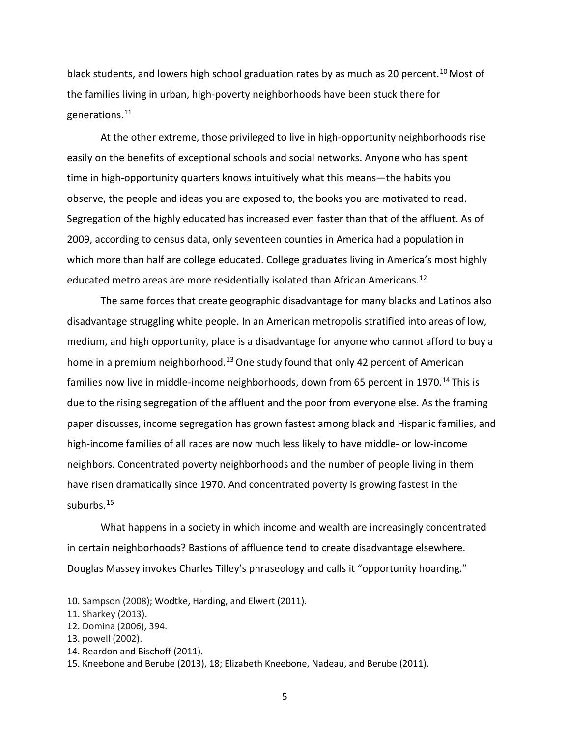black students, and lowers high school graduation rates by as much as 20 percent.[10] Most of the families living in urban, high-poverty neighborhoods have been stuck there for generations.[11]

At the other extreme, those privileged to live in high-opportunity neighborhoods rise easily on the benefits of exceptional schools and social networks. Anyone who has spent time in high-opportunity quarters knows intuitively what this means—the habits you observe, the people and ideas you are exposed to, the books you are motivated to read. Segregation of the highly educated has increased even faster than that of the affluent. As of 2009, according to census data, only seventeen counties in America had a population in which more than half are college educated. College graduates living in America's most highly educated metro areas are more residentially isolated than African Americans.[12]

The same forces that create geographic disadvantage for many blacks and Latinos also disadvantage struggling white people. In an American metropolis stratified into areas of low, medium, and high opportunity, place is a disadvantage for anyone who cannot afford to buy a home in a premium neighborhood.[13] One study found that only 42 percent of American families now live in middle-income neighborhoods, down from 65 percent in 1970.[14] This is due to the rising segregation of the affluent and the poor from everyone else. As the framing paper discusses, income segregation has grown fastest among black and Hispanic families, and high-income families of all races are now much less likely to have middle- or low-income neighbors. Concentrated poverty neighborhoods and the number of people living in them have risen dramatically since 1970. And concentrated poverty is growing fastest in the suburbs.[15]

What happens in a society in which income and wealth are increasingly concentrated in certain neighborhoods? Bastions of affluence tend to create disadvantage elsewhere. Douglas Massey invokes Charles Tilley's phraseology and calls it "opportunity hoarding."

---

10. Sampson (2008); Wodtke, Harding, and Elwert (2011).
11. Sharkey (2013).
12. Domina (2006), 394.
13. powell (2002).
14. Reardon and Bischoff (2011).
15. Kneebone and Berube (2013), 18; Elizabeth Kneebone, Nadeau, and Berube (2011).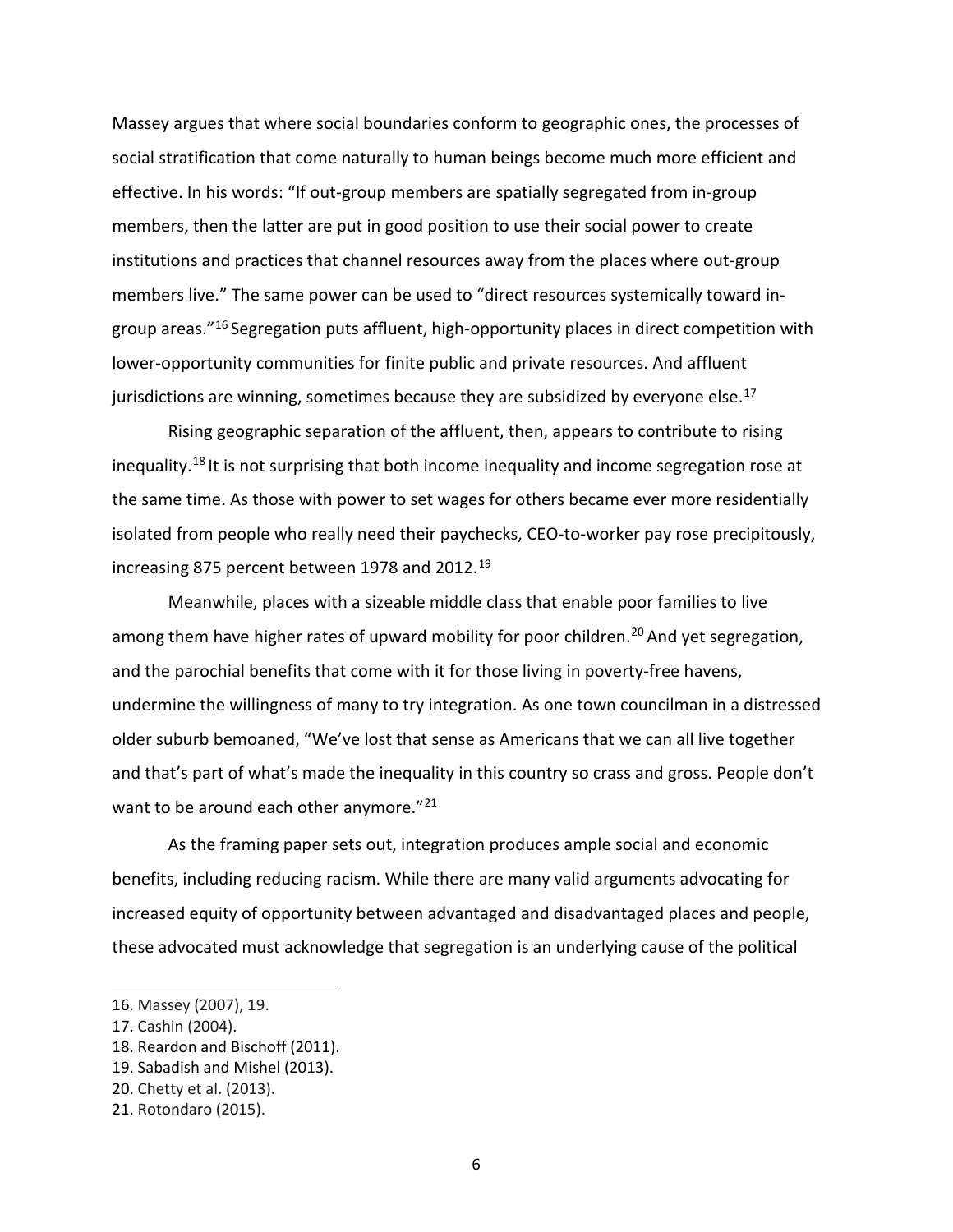Massey argues that where social boundaries conform to geographic ones, the processes of social stratification that come naturally to human beings become much more efficient and effective. In his words: "If out-group members are spatially segregated from in-group members, then the latter are put in good position to use their social power to create institutions and practices that channel resources away from the places where out-group members live." The same power can be used to "direct resources systemically toward in-group areas."[16] Segregation puts affluent, high-opportunity places in direct competition with lower-opportunity communities for finite public and private resources. And affluent jurisdictions are winning, sometimes because they are subsidized by everyone else.[17]

Rising geographic separation of the affluent, then, appears to contribute to rising inequality.[18] It is not surprising that both income inequality and income segregation rose at the same time. As those with power to set wages for others became ever more residentially isolated from people who really need their paychecks, CEO-to-worker pay rose precipitously, increasing 875 percent between 1978 and 2012.[19]

Meanwhile, places with a sizeable middle class that enable poor families to live among them have higher rates of upward mobility for poor children.[20] And yet segregation, and the parochial benefits that come with it for those living in poverty-free havens, undermine the willingness of many to try integration. As one town councilman in a distressed older suburb bemoaned, "We've lost that sense as Americans that we can all live together and that's part of what's made the inequality in this country so crass and gross. People don't want to be around each other anymore."[21]

As the framing paper sets out, integration produces ample social and economic benefits, including reducing racism. While there are many valid arguments advocating for increased equity of opportunity between advantaged and disadvantaged places and people, these advocated must acknowledge that segregation is an underlying cause of the political

---

16. Massey (2007), 19.
17. Cashin (2004).
18. Reardon and Bischoff (2011).
19. Sabadish and Mishel (2013).
20. Chetty et al. (2013).
21. Rotondaro (2015).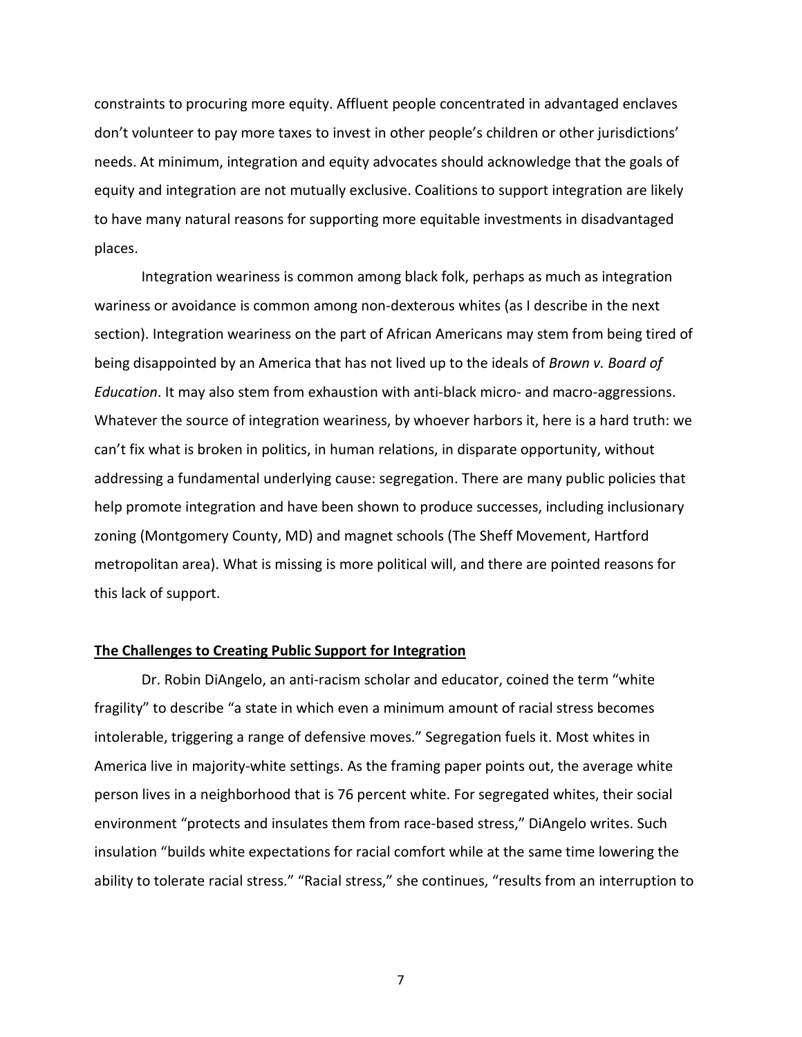constraints to procuring more equity. Affluent people concentrated in advantaged enclaves don't volunteer to pay more taxes to invest in other people's children or other jurisdictions' needs. At minimum, integration and equity advocates should acknowledge that the goals of equity and integration are not mutually exclusive. Coalitions to support integration are likely to have many natural reasons for supporting more equitable investments in disadvantaged places.

Integration weariness is common among black folk, perhaps as much as integration wariness or avoidance is common among non-dexterous whites (as I describe in the next section). Integration weariness on the part of African Americans may stem from being tired of being disappointed by an America that has not lived up to the ideals of *Brown v. Board of Education*. It may also stem from exhaustion with anti-black micro- and macro-aggressions. Whatever the source of integration weariness, by whoever harbors it, here is a hard truth: we can't fix what is broken in politics, in human relations, in disparate opportunity, without addressing a fundamental underlying cause: segregation. There are many public policies that help promote integration and have been shown to produce successes, including inclusionary zoning (Montgomery County, MD) and magnet schools (The Sheff Movement, Hartford metropolitan area). What is missing is more political will, and there are pointed reasons for this lack of support.

## The Challenges to Creating Public Support for Integration

Dr. Robin DiAngelo, an anti-racism scholar and educator, coined the term "white fragility" to describe "a state in which even a minimum amount of racial stress becomes intolerable, triggering a range of defensive moves." Segregation fuels it. Most whites in America live in majority-white settings. As the framing paper points out, the average white person lives in a neighborhood that is 76 percent white. For segregated whites, their social environment "protects and insulates them from race-based stress," DiAngelo writes. Such insulation "builds white expectations for racial comfort while at the same time lowering the ability to tolerate racial stress." "Racial stress," she continues, "results from an interruption to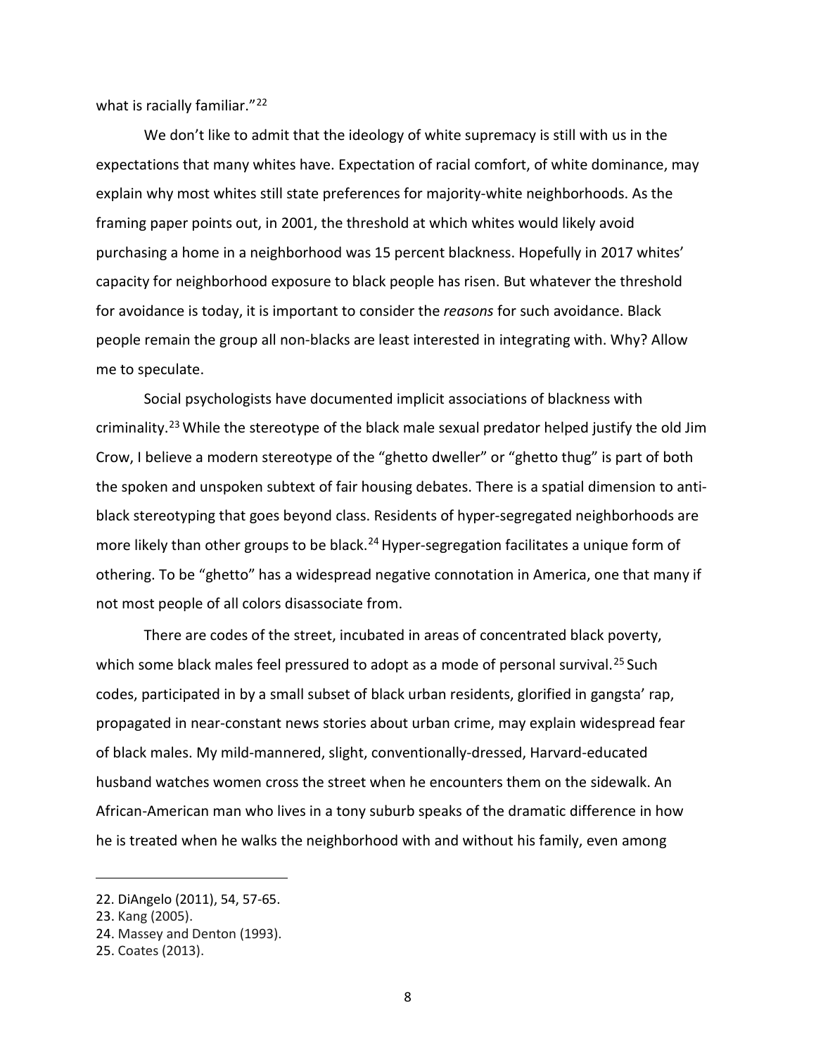what is racially familiar."[22]

We don't like to admit that the ideology of white supremacy is still with us in the expectations that many whites have. Expectation of racial comfort, of white dominance, may explain why most whites still state preferences for majority-white neighborhoods. As the framing paper points out, in 2001, the threshold at which whites would likely avoid purchasing a home in a neighborhood was 15 percent blackness. Hopefully in 2017 whites' capacity for neighborhood exposure to black people has risen. But whatever the threshold for avoidance is today, it is important to consider the *reasons* for such avoidance. Black people remain the group all non-blacks are least interested in integrating with. Why? Allow me to speculate.

Social psychologists have documented implicit associations of blackness with criminality.[23] While the stereotype of the black male sexual predator helped justify the old Jim Crow, I believe a modern stereotype of the "ghetto dweller" or "ghetto thug" is part of both the spoken and unspoken subtext of fair housing debates. There is a spatial dimension to anti-black stereotyping that goes beyond class. Residents of hyper-segregated neighborhoods are more likely than other groups to be black.[24] Hyper-segregation facilitates a unique form of othering. To be "ghetto" has a widespread negative connotation in America, one that many if not most people of all colors disassociate from.

There are codes of the street, incubated in areas of concentrated black poverty, which some black males feel pressured to adopt as a mode of personal survival.[25] Such codes, participated in by a small subset of black urban residents, glorified in gangsta' rap, propagated in near-constant news stories about urban crime, may explain widespread fear of black males. My mild-mannered, slight, conventionally-dressed, Harvard-educated husband watches women cross the street when he encounters them on the sidewalk. An African-American man who lives in a tony suburb speaks of the dramatic difference in how he is treated when he walks the neighborhood with and without his family, even among

22. DiAngelo (2011), 54, 57-65.
23. Kang (2005).
24. Massey and Denton (1993).
25. Coates (2013).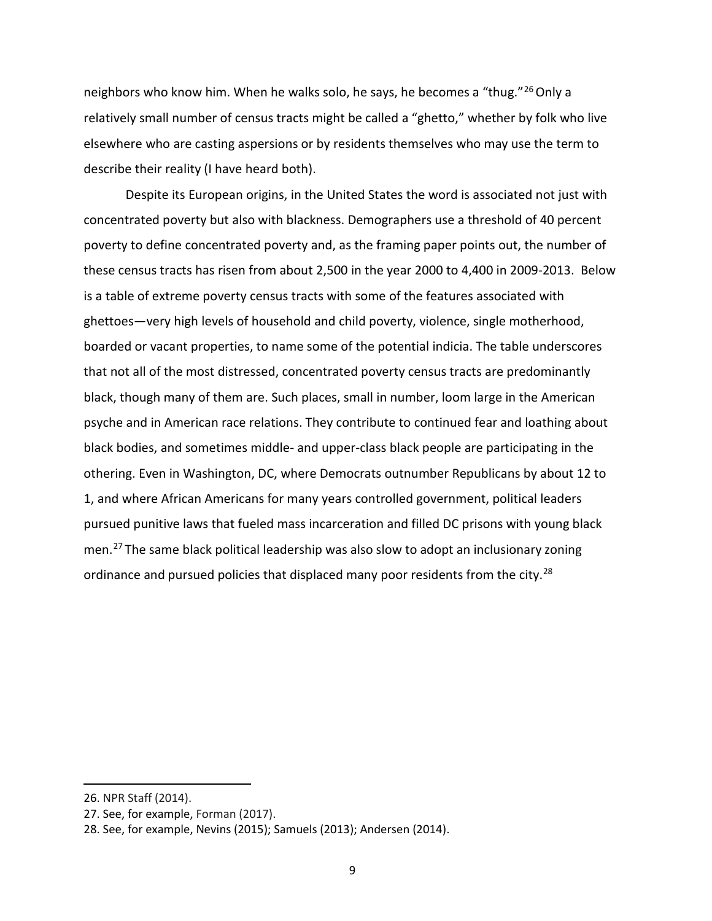neighbors who know him. When he walks solo, he says, he becomes a "thug."[26] Only a relatively small number of census tracts might be called a "ghetto," whether by folk who live elsewhere who are casting aspersions or by residents themselves who may use the term to describe their reality (I have heard both).

Despite its European origins, in the United States the word is associated not just with concentrated poverty but also with blackness. Demographers use a threshold of 40 percent poverty to define concentrated poverty and, as the framing paper points out, the number of these census tracts has risen from about 2,500 in the year 2000 to 4,400 in 2009-2013. Below is a table of extreme poverty census tracts with some of the features associated with ghettoes—very high levels of household and child poverty, violence, single motherhood, boarded or vacant properties, to name some of the potential indicia. The table underscores that not all of the most distressed, concentrated poverty census tracts are predominantly black, though many of them are. Such places, small in number, loom large in the American psyche and in American race relations. They contribute to continued fear and loathing about black bodies, and sometimes middle- and upper-class black people are participating in the othering. Even in Washington, DC, where Democrats outnumber Republicans by about 12 to 1, and where African Americans for many years controlled government, political leaders pursued punitive laws that fueled mass incarceration and filled DC prisons with young black men.[27] The same black political leadership was also slow to adopt an inclusionary zoning ordinance and pursued policies that displaced many poor residents from the city.[28]

26. NPR Staff (2014).

27. See, for example, Forman (2017).

28. See, for example, Nevins (2015); Samuels (2013); Andersen (2014).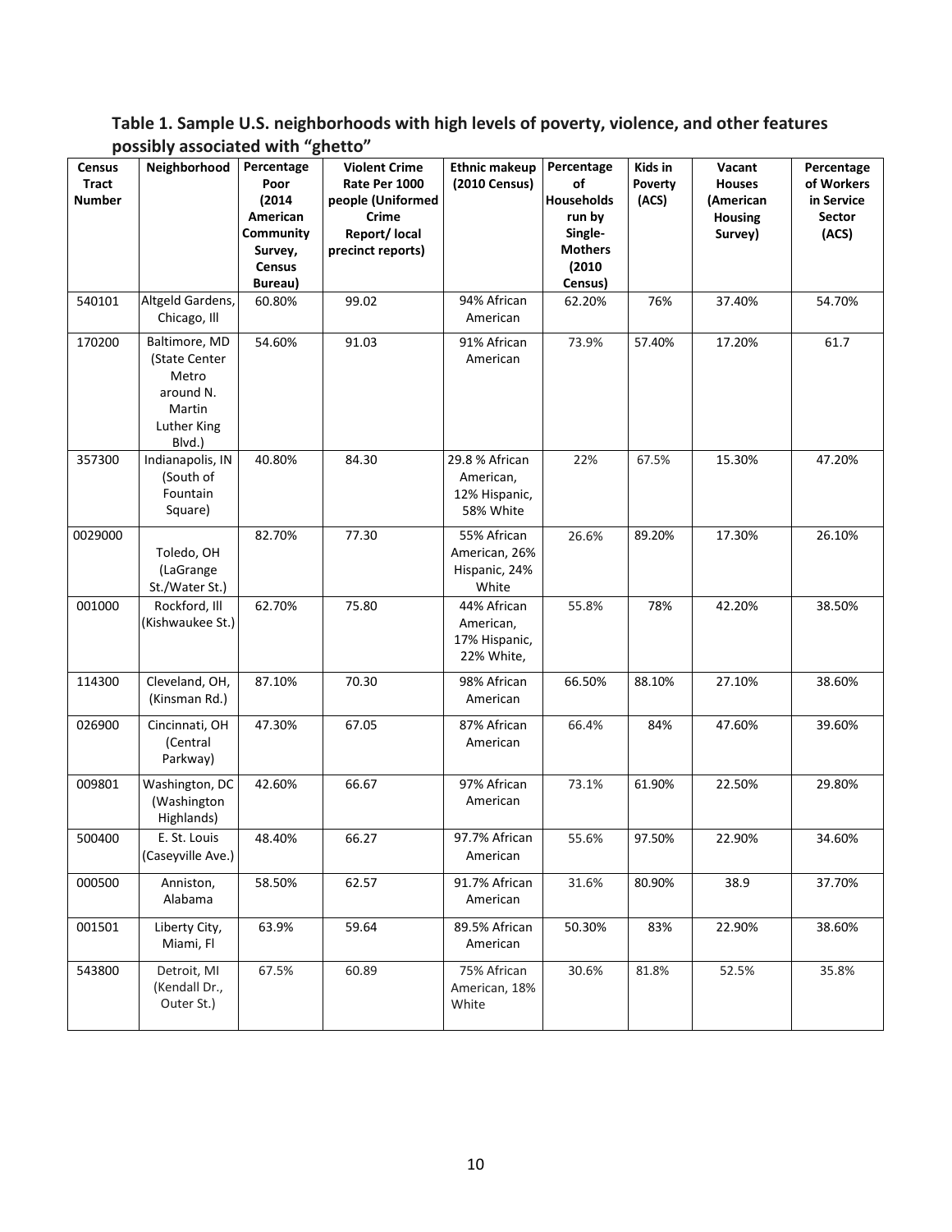**Table 1. Sample U.S. neighborhoods with high levels of poverty, violence, and other features possibly associated with "ghetto"**

| Census Tract Number | Neighborhood | Percentage Poor (2014 American Community Survey, Census Bureau) | Violent Crime Rate Per 1000 people (Uniformed Crime Report/ local precinct reports) | Ethnic makeup (2010 Census) | Percentage of Households run by Single-Mothers (2010 Census) | Kids in Poverty (ACS) | Vacant Houses (American Housing Survey) | Percentage of Workers in Service Sector (ACS) |
|---|---|---|---|---|---|---|---|---|
| 540101 | Altgeld Gardens, Chicago, Ill | 60.80% | 99.02 | 94% African American | 62.20% | 76% | 37.40% | 54.70% |
| 170200 | Baltimore, MD (State Center Metro around N. Martin Luther King Blvd.) | 54.60% | 91.03 | 91% African American | 73.9% | 57.40% | 17.20% | 61.7 |
| 357300 | Indianapolis, IN (South of Fountain Square) | 40.80% | 84.30 | 29.8 % African American, 12% Hispanic, 58% White | 22% | 67.5% | 15.30% | 47.20% |
| 0029000 | Toledo, OH (LaGrange St./Water St.) | 82.70% | 77.30 | 55% African American, 26% Hispanic, 24% White | 26.6% | 89.20% | 17.30% | 26.10% |
| 001000 | Rockford, Ill (Kishwaukee St.) | 62.70% | 75.80 | 44% African American, 17% Hispanic, 22% White, | 55.8% | 78% | 42.20% | 38.50% |
| 114300 | Cleveland, OH, (Kinsman Rd.) | 87.10% | 70.30 | 98% African American | 66.50% | 88.10% | 27.10% | 38.60% |
| 026900 | Cincinnati, OH (Central Parkway) | 47.30% | 67.05 | 87% African American | 66.4% | 84% | 47.60% | 39.60% |
| 009801 | Washington, DC (Washington Highlands) | 42.60% | 66.67 | 97% African American | 73.1% | 61.90% | 22.50% | 29.80% |
| 500400 | E. St. Louis (Caseyville Ave.) | 48.40% | 66.27 | 97.7% African American | 55.6% | 97.50% | 22.90% | 34.60% |
| 000500 | Anniston, Alabama | 58.50% | 62.57 | 91.7% African American | 31.6% | 80.90% | 38.9 | 37.70% |
| 001501 | Liberty City, Miami, Fl | 63.9% | 59.64 | 89.5% African American | 50.30% | 83% | 22.90% | 38.60% |
| 543800 | Detroit, MI (Kendall Dr., Outer St.) | 67.5% | 60.89 | 75% African American, 18% White | 30.6% | 81.8% | 52.5% | 35.8% |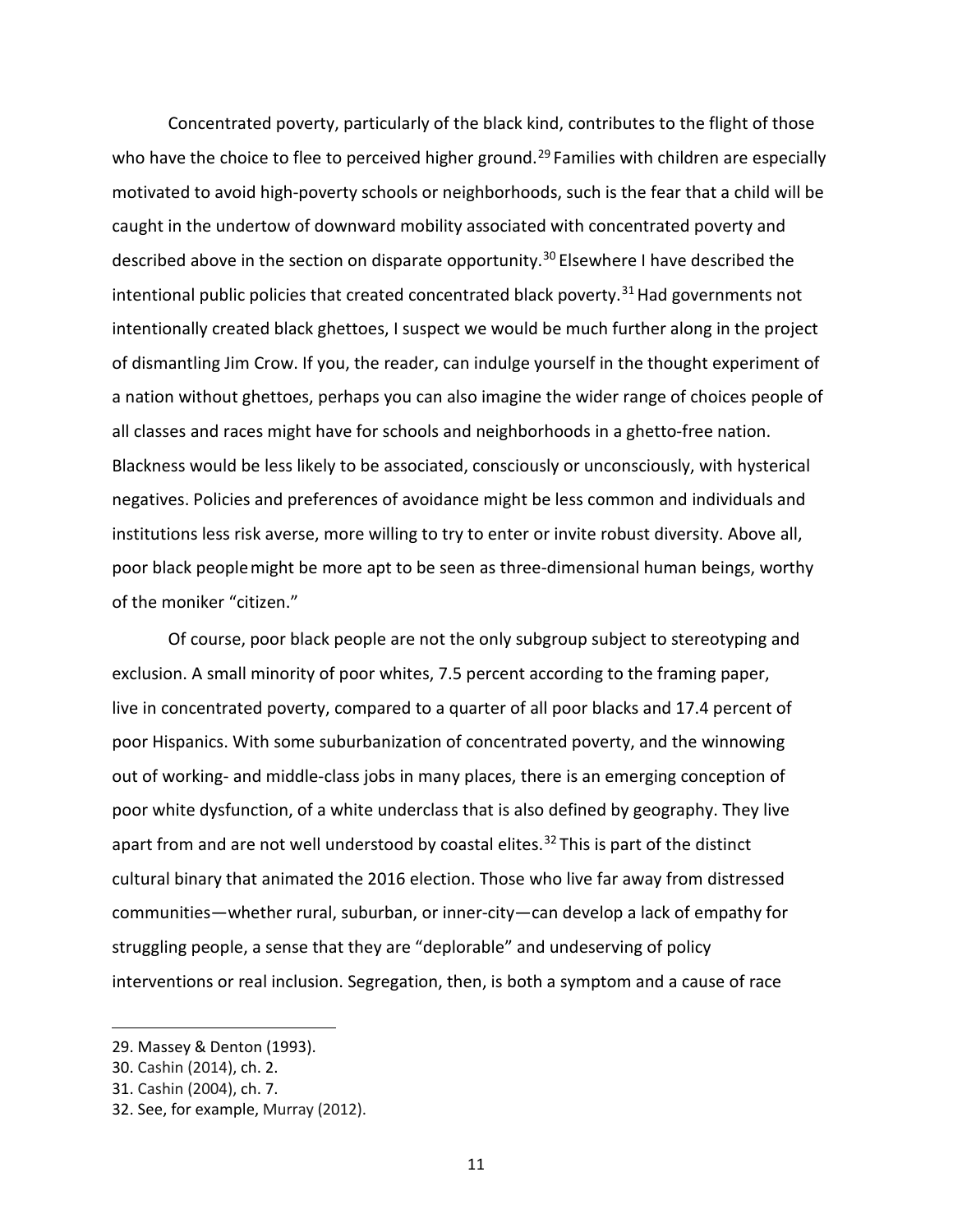Concentrated poverty, particularly of the black kind, contributes to the flight of those who have the choice to flee to perceived higher ground.[29] Families with children are especially motivated to avoid high-poverty schools or neighborhoods, such is the fear that a child will be caught in the undertow of downward mobility associated with concentrated poverty and described above in the section on disparate opportunity.[30] Elsewhere I have described the intentional public policies that created concentrated black poverty.[31] Had governments not intentionally created black ghettoes, I suspect we would be much further along in the project of dismantling Jim Crow. If you, the reader, can indulge yourself in the thought experiment of a nation without ghettoes, perhaps you can also imagine the wider range of choices people of all classes and races might have for schools and neighborhoods in a ghetto-free nation. Blackness would be less likely to be associated, consciously or unconsciously, with hysterical negatives. Policies and preferences of avoidance might be less common and individuals and institutions less risk averse, more willing to try to enter or invite robust diversity. Above all, poor black people might be more apt to be seen as three-dimensional human beings, worthy of the moniker "citizen."

Of course, poor black people are not the only subgroup subject to stereotyping and exclusion. A small minority of poor whites, 7.5 percent according to the framing paper, live in concentrated poverty, compared to a quarter of all poor blacks and 17.4 percent of poor Hispanics. With some suburbanization of concentrated poverty, and the winnowing out of working- and middle-class jobs in many places, there is an emerging conception of poor white dysfunction, of a white underclass that is also defined by geography. They live apart from and are not well understood by coastal elites.[32] This is part of the distinct cultural binary that animated the 2016 election. Those who live far away from distressed communities—whether rural, suburban, or inner-city—can develop a lack of empathy for struggling people, a sense that they are "deplorable" and undeserving of policy interventions or real inclusion. Segregation, then, is both a symptom and a cause of race

---

29. Massey & Denton (1993).
30. Cashin (2014), ch. 2.
31. Cashin (2004), ch. 7.
32. See, for example, Murray (2012).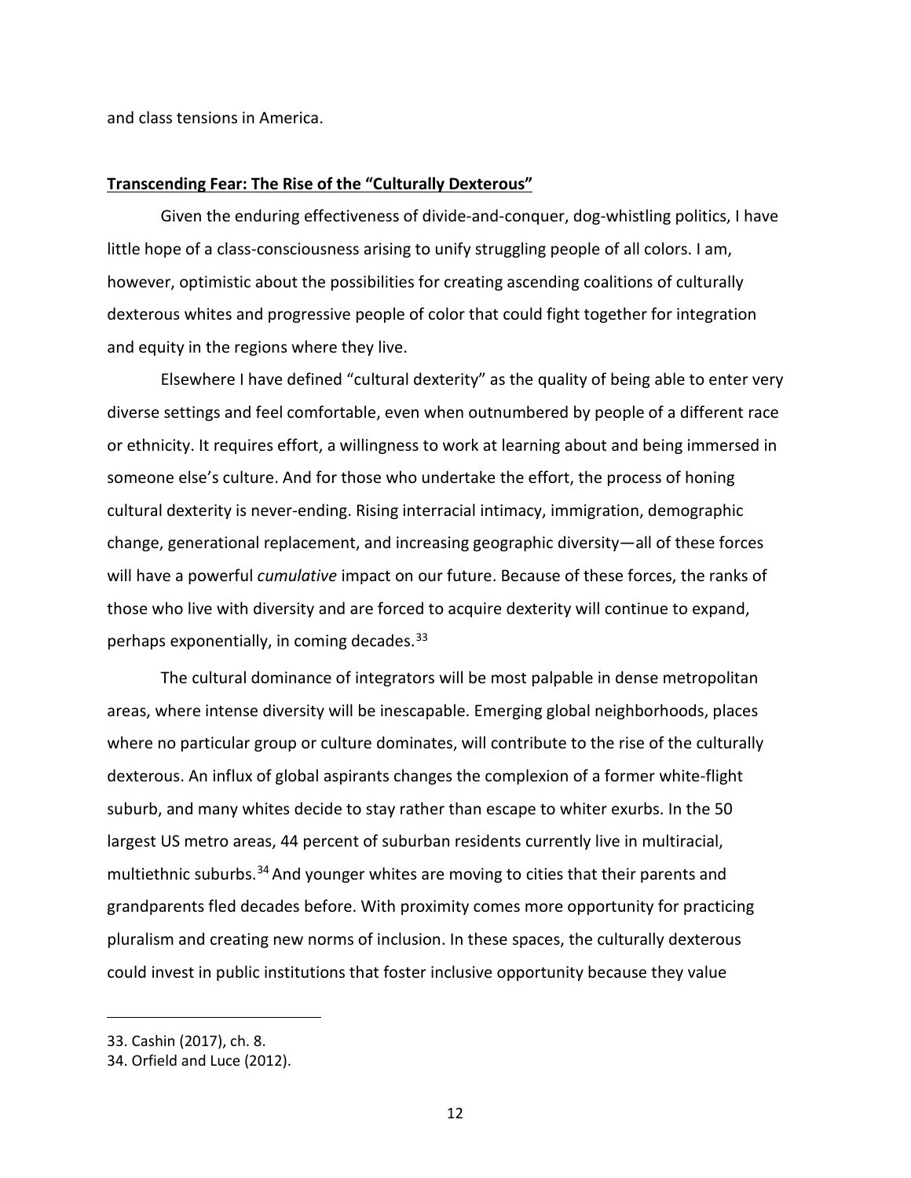and class tensions in America.

## **Transcending Fear: The Rise of the "Culturally Dexterous"**

Given the enduring effectiveness of divide-and-conquer, dog-whistling politics, I have little hope of a class-consciousness arising to unify struggling people of all colors. I am, however, optimistic about the possibilities for creating ascending coalitions of culturally dexterous whites and progressive people of color that could fight together for integration and equity in the regions where they live.

Elsewhere I have defined "cultural dexterity" as the quality of being able to enter very diverse settings and feel comfortable, even when outnumbered by people of a different race or ethnicity. It requires effort, a willingness to work at learning about and being immersed in someone else's culture. And for those who undertake the effort, the process of honing cultural dexterity is never-ending. Rising interracial intimacy, immigration, demographic change, generational replacement, and increasing geographic diversity—all of these forces will have a powerful *cumulative* impact on our future. Because of these forces, the ranks of those who live with diversity and are forced to acquire dexterity will continue to expand, perhaps exponentially, in coming decades.[33]

The cultural dominance of integrators will be most palpable in dense metropolitan areas, where intense diversity will be inescapable. Emerging global neighborhoods, places where no particular group or culture dominates, will contribute to the rise of the culturally dexterous. An influx of global aspirants changes the complexion of a former white-flight suburb, and many whites decide to stay rather than escape to whiter exurbs. In the 50 largest US metro areas, 44 percent of suburban residents currently live in multiracial, multiethnic suburbs.[34] And younger whites are moving to cities that their parents and grandparents fled decades before. With proximity comes more opportunity for practicing pluralism and creating new norms of inclusion. In these spaces, the culturally dexterous could invest in public institutions that foster inclusive opportunity because they value

33. Cashin (2017), ch. 8.
34. Orfield and Luce (2012).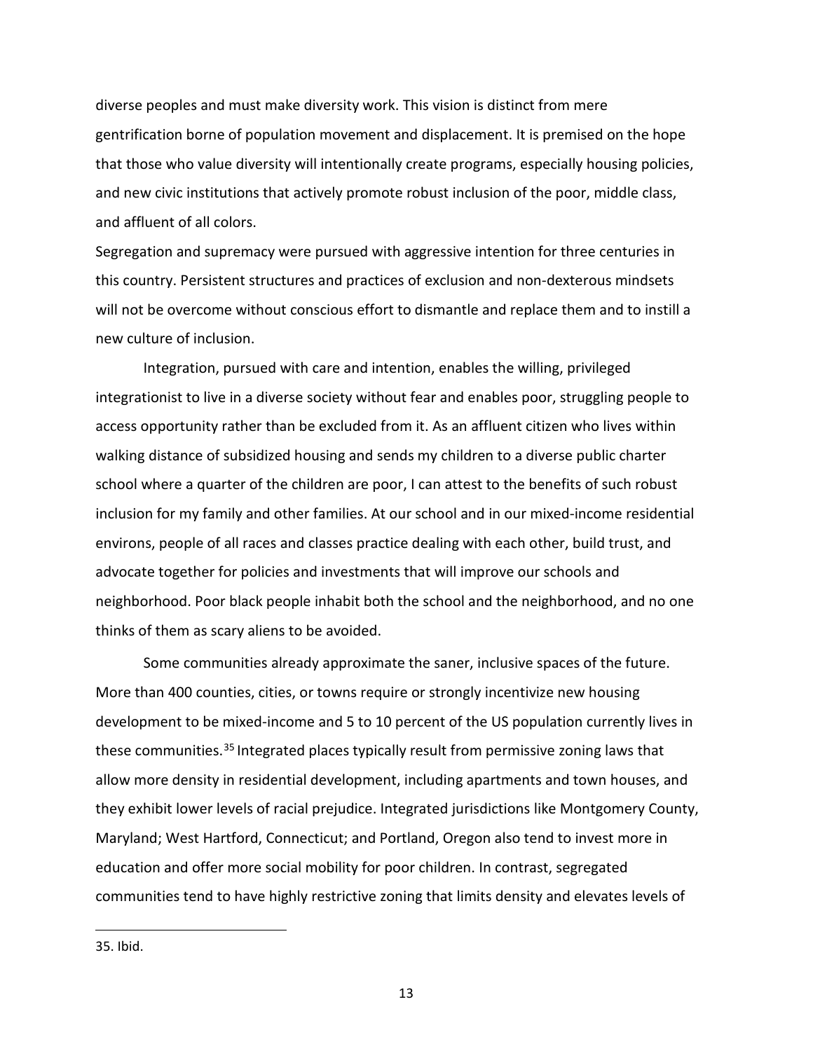diverse peoples and must make diversity work. This vision is distinct from mere gentrification borne of population movement and displacement. It is premised on the hope that those who value diversity will intentionally create programs, especially housing policies, and new civic institutions that actively promote robust inclusion of the poor, middle class, and affluent of all colors.

Segregation and supremacy were pursued with aggressive intention for three centuries in this country. Persistent structures and practices of exclusion and non-dexterous mindsets will not be overcome without conscious effort to dismantle and replace them and to instill a new culture of inclusion.

Integration, pursued with care and intention, enables the willing, privileged integrationist to live in a diverse society without fear and enables poor, struggling people to access opportunity rather than be excluded from it. As an affluent citizen who lives within walking distance of subsidized housing and sends my children to a diverse public charter school where a quarter of the children are poor, I can attest to the benefits of such robust inclusion for my family and other families. At our school and in our mixed-income residential environs, people of all races and classes practice dealing with each other, build trust, and advocate together for policies and investments that will improve our schools and neighborhood. Poor black people inhabit both the school and the neighborhood, and no one thinks of them as scary aliens to be avoided.

Some communities already approximate the saner, inclusive spaces of the future. More than 400 counties, cities, or towns require or strongly incentivize new housing development to be mixed-income and 5 to 10 percent of the US population currently lives in these communities.[35] Integrated places typically result from permissive zoning laws that allow more density in residential development, including apartments and town houses, and they exhibit lower levels of racial prejudice. Integrated jurisdictions like Montgomery County, Maryland; West Hartford, Connecticut; and Portland, Oregon also tend to invest more in education and offer more social mobility for poor children. In contrast, segregated communities tend to have highly restrictive zoning that limits density and elevates levels of

35. Ibid.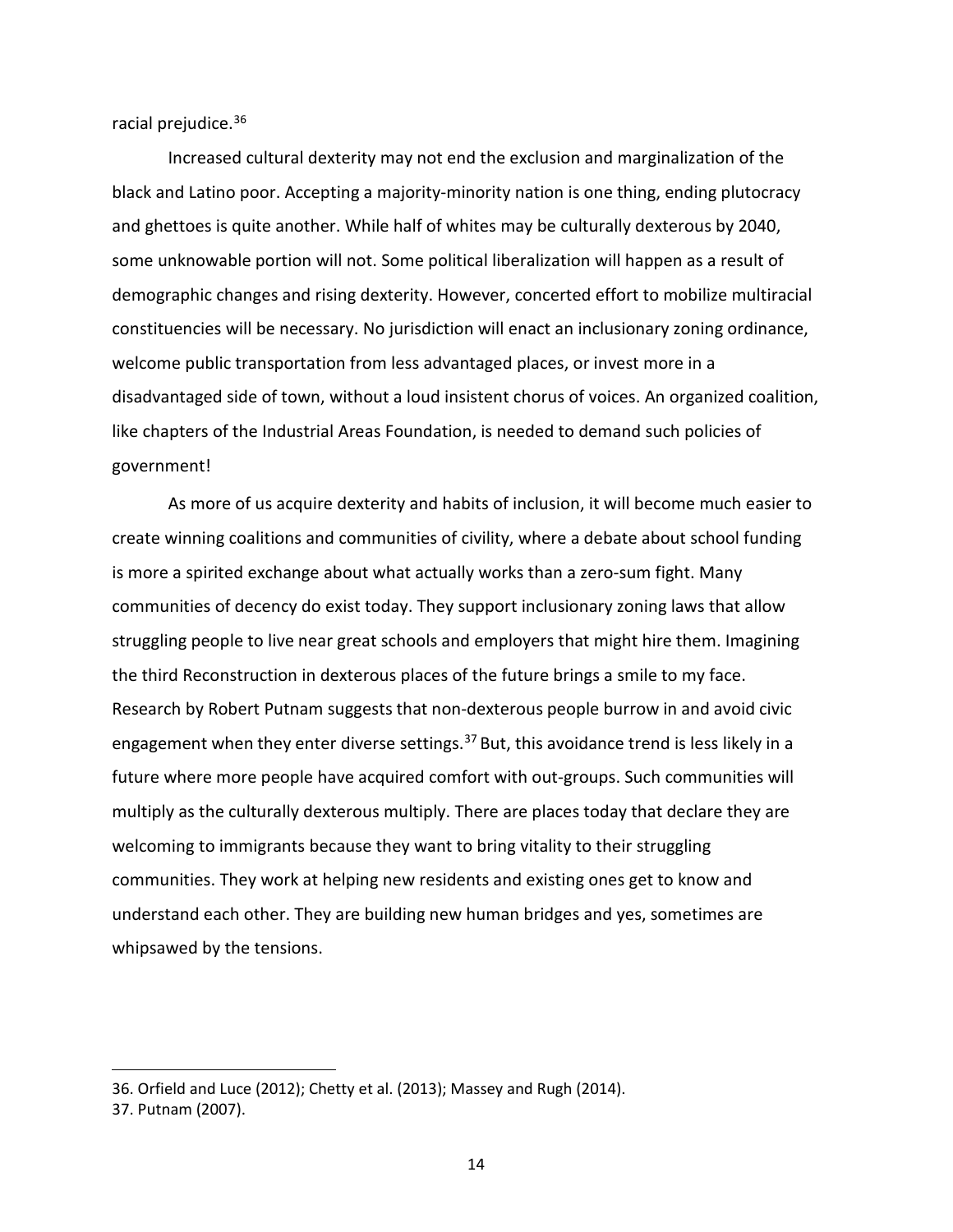racial prejudice.[36]

Increased cultural dexterity may not end the exclusion and marginalization of the black and Latino poor. Accepting a majority-minority nation is one thing, ending plutocracy and ghettoes is quite another. While half of whites may be culturally dexterous by 2040, some unknowable portion will not. Some political liberalization will happen as a result of demographic changes and rising dexterity. However, concerted effort to mobilize multiracial constituencies will be necessary. No jurisdiction will enact an inclusionary zoning ordinance, welcome public transportation from less advantaged places, or invest more in a disadvantaged side of town, without a loud insistent chorus of voices. An organized coalition, like chapters of the Industrial Areas Foundation, is needed to demand such policies of government!

As more of us acquire dexterity and habits of inclusion, it will become much easier to create winning coalitions and communities of civility, where a debate about school funding is more a spirited exchange about what actually works than a zero-sum fight. Many communities of decency do exist today. They support inclusionary zoning laws that allow struggling people to live near great schools and employers that might hire them. Imagining the third Reconstruction in dexterous places of the future brings a smile to my face. Research by Robert Putnam suggests that non-dexterous people burrow in and avoid civic engagement when they enter diverse settings.[37] But, this avoidance trend is less likely in a future where more people have acquired comfort with out-groups. Such communities will multiply as the culturally dexterous multiply. There are places today that declare they are welcoming to immigrants because they want to bring vitality to their struggling communities. They work at helping new residents and existing ones get to know and understand each other. They are building new human bridges and yes, sometimes are whipsawed by the tensions.

---

36. Orfield and Luce (2012); Chetty et al. (2013); Massey and Rugh (2014).

37. Putnam (2007).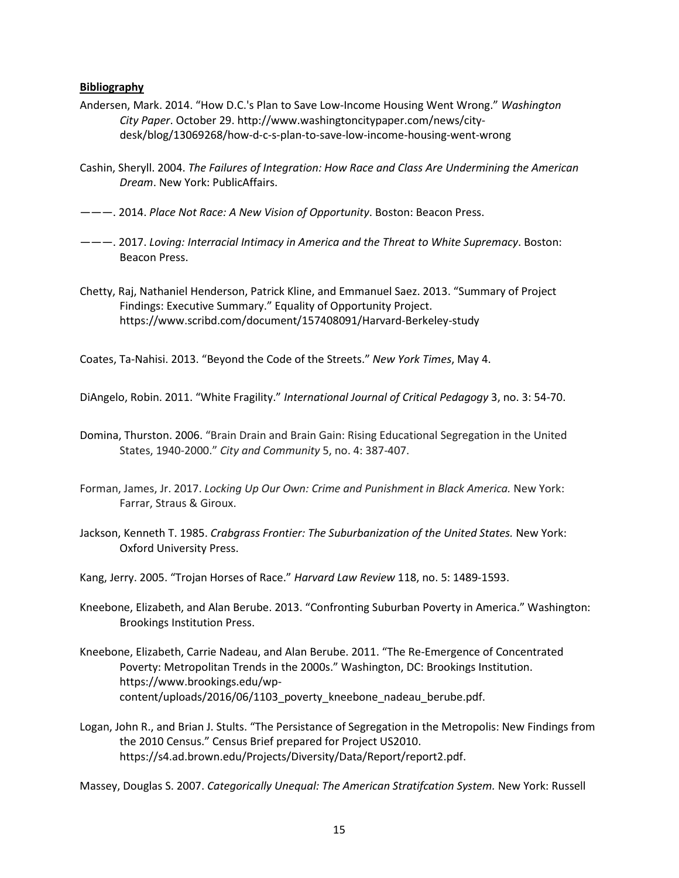**Bibliography**

Andersen, Mark. 2014. "How D.C.'s Plan to Save Low-Income Housing Went Wrong." *Washington City Paper*. October 29. http://www.washingtoncitypaper.com/news/city-desk/blog/13069268/how-d-c-s-plan-to-save-low-income-housing-went-wrong

Cashin, Sheryll. 2004. *The Failures of Integration: How Race and Class Are Undermining the American Dream*. New York: PublicAffairs.

———. 2014. *Place Not Race: A New Vision of Opportunity*. Boston: Beacon Press.

———. 2017. *Loving: Interracial Intimacy in America and the Threat to White Supremacy*. Boston: Beacon Press.

Chetty, Raj, Nathaniel Henderson, Patrick Kline, and Emmanuel Saez. 2013. "Summary of Project Findings: Executive Summary." Equality of Opportunity Project. https://www.scribd.com/document/157408091/Harvard-Berkeley-study

Coates, Ta-Nahisi. 2013. "Beyond the Code of the Streets." *New York Times*, May 4.

DiAngelo, Robin. 2011. "White Fragility." *International Journal of Critical Pedagogy* 3, no. 3: 54-70.

Domina, Thurston. 2006. "Brain Drain and Brain Gain: Rising Educational Segregation in the United States, 1940-2000." *City and Community* 5, no. 4: 387-407.

Forman, James, Jr. 2017. *Locking Up Our Own: Crime and Punishment in Black America.* New York: Farrar, Straus & Giroux.

Jackson, Kenneth T. 1985. *Crabgrass Frontier: The Suburbanization of the United States.* New York: Oxford University Press.

Kang, Jerry. 2005. "Trojan Horses of Race." *Harvard Law Review* 118, no. 5: 1489-1593.

Kneebone, Elizabeth, and Alan Berube. 2013. "Confronting Suburban Poverty in America." Washington: Brookings Institution Press.

Kneebone, Elizabeth, Carrie Nadeau, and Alan Berube. 2011. "The Re-Emergence of Concentrated Poverty: Metropolitan Trends in the 2000s." Washington, DC: Brookings Institution. https://www.brookings.edu/wp-content/uploads/2016/06/1103_poverty_kneebone_nadeau_berube.pdf.

Logan, John R., and Brian J. Stults. "The Persistance of Segregation in the Metropolis: New Findings from the 2010 Census." Census Brief prepared for Project US2010. https://s4.ad.brown.edu/Projects/Diversity/Data/Report/report2.pdf.

Massey, Douglas S. 2007. *Categorically Unequal: The American Stratifcation System.* New York: Russell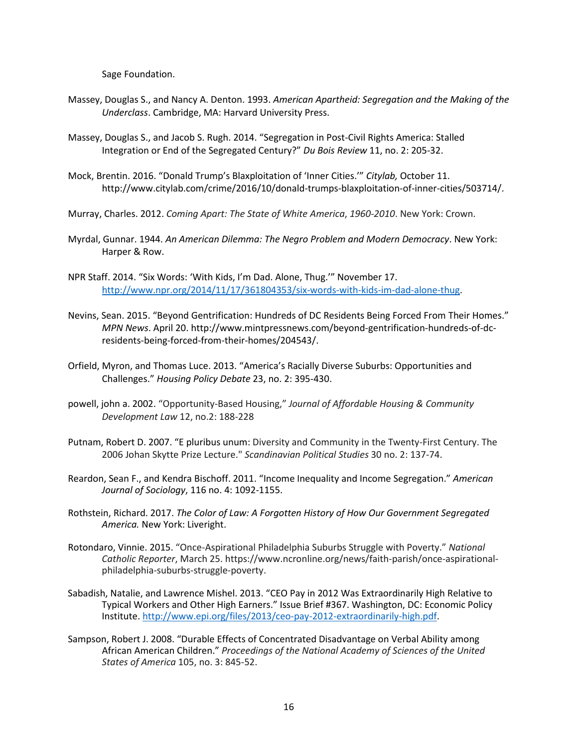Sage Foundation.

Massey, Douglas S., and Nancy A. Denton. 1993. *American Apartheid: Segregation and the Making of the Underclass*. Cambridge, MA: Harvard University Press.

Massey, Douglas S., and Jacob S. Rugh. 2014. "Segregation in Post-Civil Rights America: Stalled Integration or End of the Segregated Century?" *Du Bois Review* 11, no. 2: 205-32.

Mock, Brentin. 2016. "Donald Trump's Blaxploitation of 'Inner Cities.'" *Citylab,* October 11. http://www.citylab.com/crime/2016/10/donald-trumps-blaxploitation-of-inner-cities/503714/.

Murray, Charles. 2012. *Coming Apart: The State of White America*, *1960-2010*. New York: Crown.

Myrdal, Gunnar. 1944. *An American Dilemma: The Negro Problem and Modern Democracy*. New York: Harper & Row.

NPR Staff. 2014. "Six Words: 'With Kids, I'm Dad. Alone, Thug.'" November 17. http://www.npr.org/2014/11/17/361804353/six-words-with-kids-im-dad-alone-thug.

Nevins, Sean. 2015. "Beyond Gentrification: Hundreds of DC Residents Being Forced From Their Homes." *MPN News*. April 20. http://www.mintpressnews.com/beyond-gentrification-hundreds-of-dc-residents-being-forced-from-their-homes/204543/.

Orfield, Myron, and Thomas Luce. 2013. "America's Racially Diverse Suburbs: Opportunities and Challenges." *Housing Policy Debate* 23, no. 2: 395-430.

powell, john a. 2002. "Opportunity-Based Housing," *Journal of Affordable Housing & Community Development Law* 12, no.2: 188-228

Putnam, Robert D. 2007. "E pluribus unum: Diversity and Community in the Twenty-First Century. The 2006 Johan Skytte Prize Lecture." *Scandinavian Political Studies* 30 no. 2: 137-74.

Reardon, Sean F., and Kendra Bischoff. 2011. "Income Inequality and Income Segregation." *American Journal of Sociology*, 116 no. 4: 1092-1155.

Rothstein, Richard. 2017. *The Color of Law: A Forgotten History of How Our Government Segregated America.* New York: Liveright.

Rotondaro, Vinnie. 2015. "Once-Aspirational Philadelphia Suburbs Struggle with Poverty." *National Catholic Reporter*, March 25. https://www.ncronline.org/news/faith-parish/once-aspirational-philadelphia-suburbs-struggle-poverty.

Sabadish, Natalie, and Lawrence Mishel. 2013. "CEO Pay in 2012 Was Extraordinarily High Relative to Typical Workers and Other High Earners." Issue Brief #367. Washington, DC: Economic Policy Institute. http://www.epi.org/files/2013/ceo-pay-2012-extraordinarily-high.pdf.

Sampson, Robert J. 2008. "Durable Effects of Concentrated Disadvantage on Verbal Ability among African American Children." *Proceedings of the National Academy of Sciences of the United States of America* 105, no. 3: 845-52.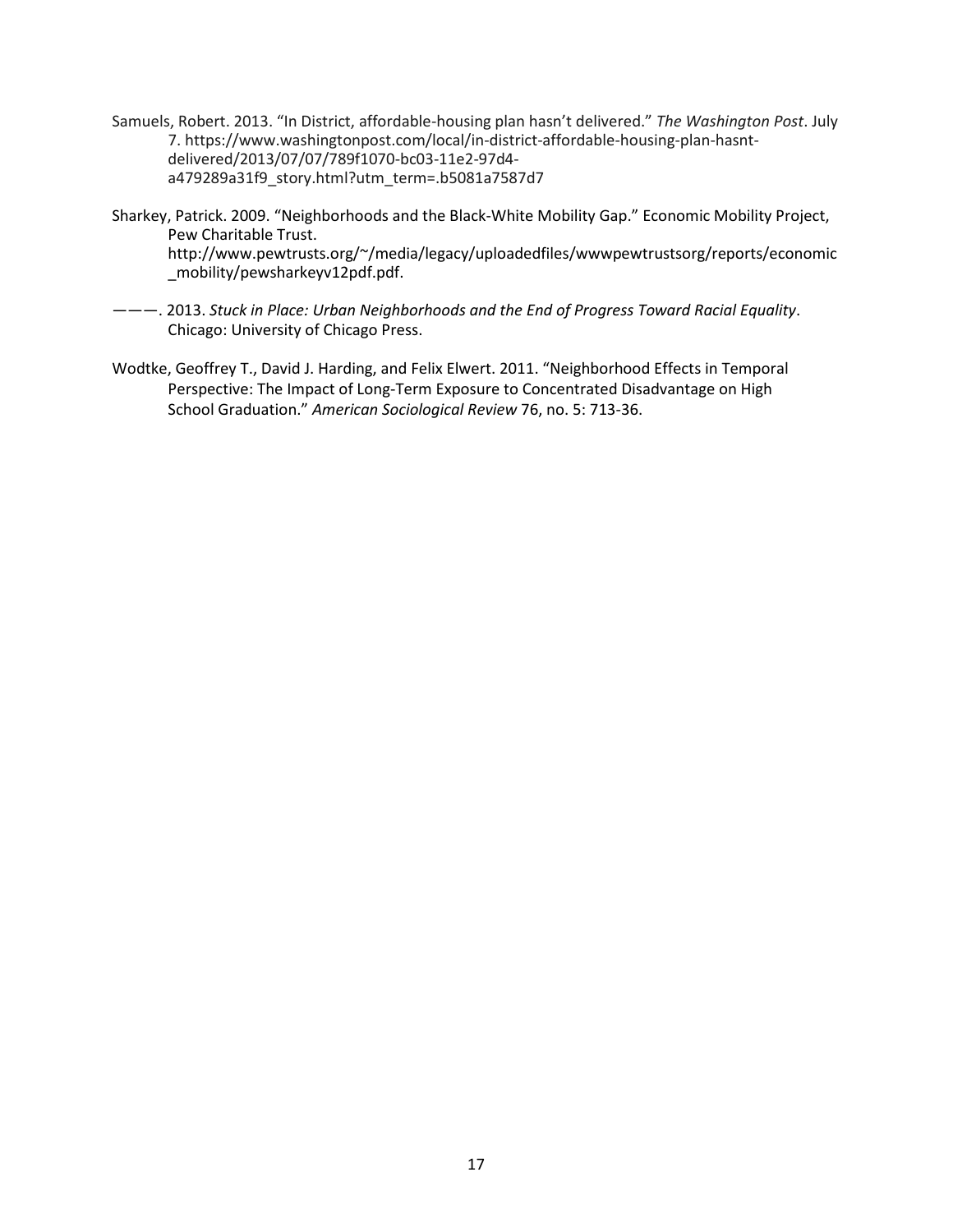Samuels, Robert. 2013. "In District, affordable-housing plan hasn't delivered." *The Washington Post*. July 7. https://www.washingtonpost.com/local/in-district-affordable-housing-plan-hasnt-delivered/2013/07/07/789f1070-bc03-11e2-97d4-a479289a31f9_story.html?utm_term=.b5081a7587d7

Sharkey, Patrick. 2009. "Neighborhoods and the Black-White Mobility Gap." Economic Mobility Project, Pew Charitable Trust. http://www.pewtrusts.org/~/media/legacy/uploadedfiles/wwwpewtrustsorg/reports/economic_mobility/pewsharkeyv12pdf.pdf.

———. 2013. *Stuck in Place: Urban Neighborhoods and the End of Progress Toward Racial Equality*. Chicago: University of Chicago Press.

Wodtke, Geoffrey T., David J. Harding, and Felix Elwert. 2011. "Neighborhood Effects in Temporal Perspective: The Impact of Long-Term Exposure to Concentrated Disadvantage on High School Graduation." *American Sociological Review* 76, no. 5: 713-36.